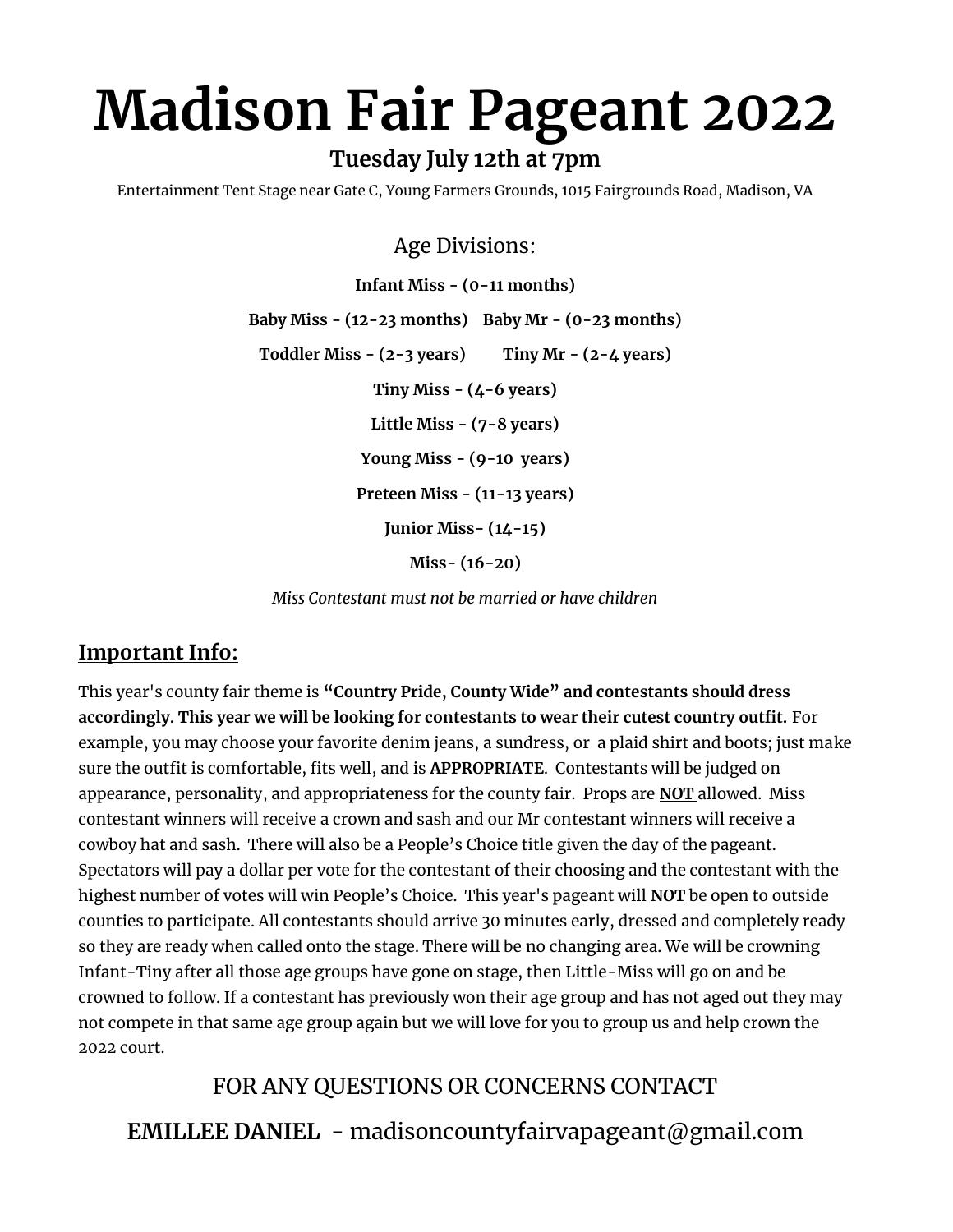# Madison Fair Pageant 2022

### Tuesday July 12th at 7pm

Entertainment Tent Stage near Gate C, Young Farmers Grounds, 1015 Fairgrounds Road, Madison, VA

Age Divisions:

**Infant Miss - (0-11 months)**

**Baby Miss - (12-23 months)    Baby Mr - (0-23 months)**

**Toddler Miss - (2-3 years)    Tiny Mr - (2-4 years)**

**Tiny Miss - (4-6 years)**

**Little Miss - (7-8 years)**

**Young Miss - (9-10 years)**

**Preteen Miss - (11-13 years)**

**Junior Miss- (14-15)**

**Miss- (16-20)**

*Miss Contestant must not be married or have children*

## Important Info:

This year's county fair theme is **"Country Pride, County Wide" and contestants should dress accordingly. This year we will be looking for contestants to wear their cutest country outfit.** For example, you may choose your favorite denim jeans, a sundress, or a plaid shirt and boots; just make sure the outfit is comfortable, fits well, and is **APPROPRIATE**. Contestants will be judged on appearance, personality, and appropriateness for the county fair. Props are **NOT** allowed. Miss contestant winners will receive a crown and sash and our Mr contestant winners will receive a cowboy hat and sash. There will also be a People's Choice title given the day of the pageant. Spectators will pay a dollar per vote for the contestant of their choosing and the contestant with the highest number of votes will win People's Choice. This year's pageant will **NOT** be open to outside counties to participate. All contestants should arrive 30 minutes early, dressed and completely ready so they are ready when called onto the stage. There will be no changing area. We will be crowning Infant-Tiny after all those age groups have gone on stage, then Little-Miss will go on and be crowned to follow. If a contestant has previously won their age group and has not aged out they may not compete in that same age group again but we will love for you to group us and help crown the 2022 court.

FOR ANY QUESTIONS OR CONCERNS CONTACT

**EMILLEE DANIEL** - madisoncountyfairvapageant@gmail.com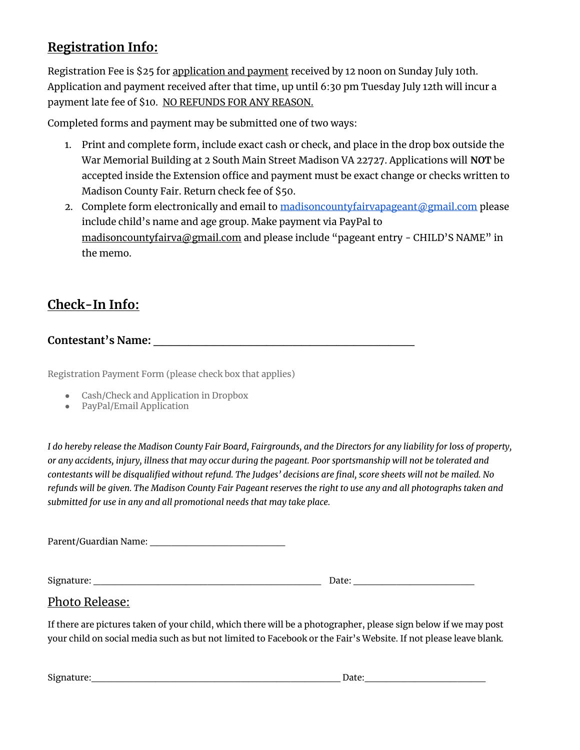## Registration Info:

Registration Fee is $25 for application and payment received by 12 noon on Sunday July 10th. Application and payment received after that time, up until 6:30 pm Tuesday July 12th will incur a payment late fee of $10. NO REFUNDS FOR ANY REASON.

Completed forms and payment may be submitted one of two ways:

1. Print and complete form, include exact cash or check, and place in the drop box outside the War Memorial Building at 2 South Main Street Madison VA 22727. Applications will **NOT** be accepted inside the Extension office and payment must be exact change or checks written to Madison County Fair. Return check fee of $50.
2. Complete form electronically and email to madisoncountyfairvapageant@gmail.com please include child's name and age group. Make payment via PayPal to madisoncountyfairva@gmail.com and please include "pageant entry - CHILD'S NAME" in the memo.

## Check-In Info:

**Contestant's Name: ________________________________________**

Registration Payment Form (please check box that applies)

- Cash/Check and Application in Dropbox
- PayPal/Email Application

*I do hereby release the Madison County Fair Board, Fairgrounds, and the Directors for any liability for loss of property, or any accidents, injury, illness that may occur during the pageant. Poor sportsmanship will not be tolerated and contestants will be disqualified without refund. The Judges' decisions are final, score sheets will not be mailed. No refunds will be given. The Madison County Fair Pageant reserves the right to use any and all photographs taken and submitted for use in any and all promotional needs that may take place.*

Parent/Guardian Name: ______________________________

Signature: ________________________________________ Date: ____________________

## Photo Release:

If there are pictures taken of your child, which there will be a photographer, please sign below if we may post your child on social media such as but not limited to Facebook or the Fair's Website. If not please leave blank.

Signature: ________________________________________ Date: ____________________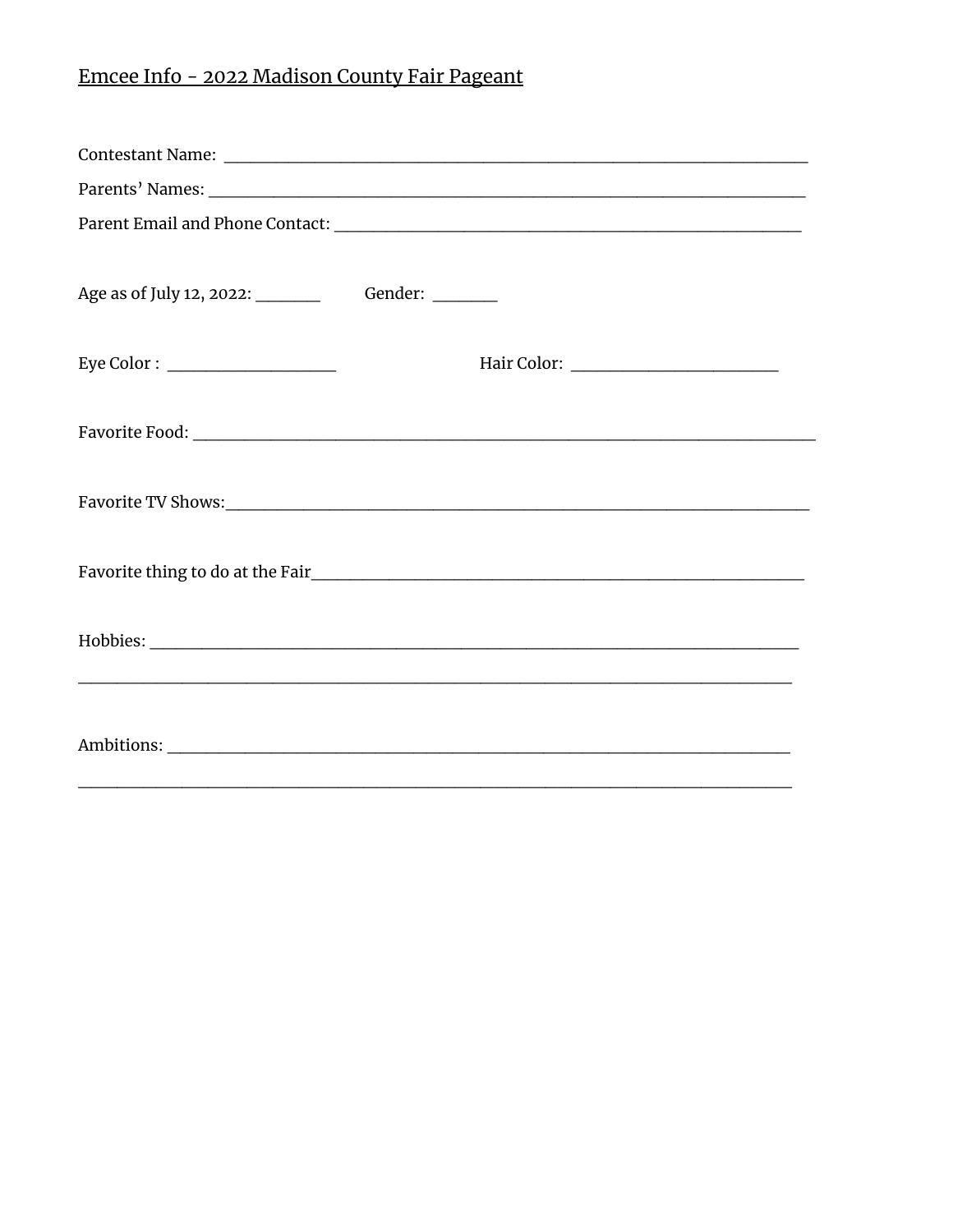Emcee Info - 2022 Madison County Fair Pageant

Contestant Name: ___________________________________________________________________

Parents' Names: ____________________________________________________________________

Parent Email and Phone Contact: ______________________________________________________

Age as of July 12, 2022: _______ Gender: _______

Eye Color : ___________________ Hair Color: _______________________

Favorite Food: ______________________________________________________________________

Favorite TV Shows:___________________________________________________________________

Favorite thing to do at the Fair________________________________________________________

Hobbies: ___________________________________________________________________________

____________________________________________________________________________________

Ambitions: _________________________________________________________________________

____________________________________________________________________________________